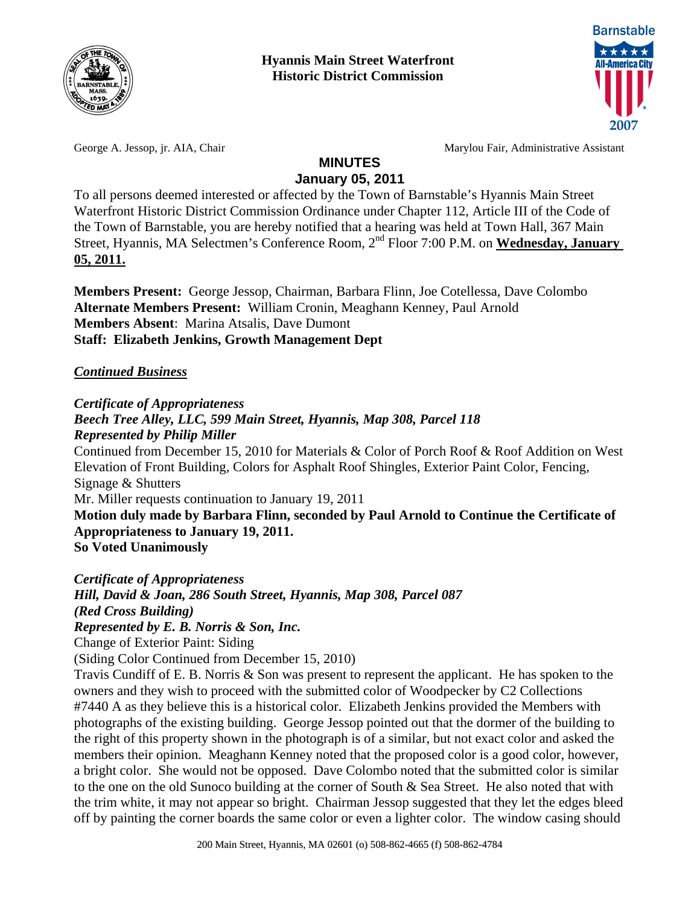**Hyannis Main Street Waterfront**
**Historic District Commission**

George A. Jessop, jr. AIA, Chair — Marylou Fair, Administrative Assistant

# MINUTES
## January 05, 2011

To all persons deemed interested or affected by the Town of Barnstable's Hyannis Main Street Waterfront Historic District Commission Ordinance under Chapter 112, Article III of the Code of the Town of Barnstable, you are hereby notified that a hearing was held at Town Hall, 367 Main Street, Hyannis, MA Selectmen's Conference Room, 2nd Floor 7:00 P.M. on **Wednesday, January 05, 2011.**

**Members Present:** George Jessop, Chairman, Barbara Flinn, Joe Cotellessa, Dave Colombo
**Alternate Members Present:** William Cronin, Meaghann Kenney, Paul Arnold
**Members Absent**: Marina Atsalis, Dave Dumont
**Staff: Elizabeth Jenkins, Growth Management Dept**

***Continued Business***

***Certificate of Appropriateness***
***Beech Tree Alley, LLC, 599 Main Street, Hyannis, Map 308, Parcel 118***
***Represented by Philip Miller***
Continued from December 15, 2010 for Materials & Color of Porch Roof & Roof Addition on West Elevation of Front Building, Colors for Asphalt Roof Shingles, Exterior Paint Color, Fencing, Signage & Shutters
Mr. Miller requests continuation to January 19, 2011
**Motion duly made by Barbara Flinn, seconded by Paul Arnold to Continue the Certificate of Appropriateness to January 19, 2011.**
**So Voted Unanimously**

***Certificate of Appropriateness***
***Hill, David & Joan, 286 South Street, Hyannis, Map 308, Parcel 087***
***(Red Cross Building)***
***Represented by E. B. Norris & Son, Inc.***
Change of Exterior Paint: Siding
(Siding Color Continued from December 15, 2010)
Travis Cundiff of E. B. Norris & Son was present to represent the applicant. He has spoken to the owners and they wish to proceed with the submitted color of Woodpecker by C2 Collections #7440 A as they believe this is a historical color. Elizabeth Jenkins provided the Members with photographs of the existing building. George Jessop pointed out that the dormer of the building to the right of this property shown in the photograph is of a similar, but not exact color and asked the members their opinion. Meaghann Kenney noted that the proposed color is a good color, however, a bright color. She would not be opposed. Dave Colombo noted that the submitted color is similar to the one on the old Sunoco building at the corner of South & Sea Street. He also noted that with the trim white, it may not appear so bright. Chairman Jessop suggested that they let the edges bleed off by painting the corner boards the same color or even a lighter color. The window casing should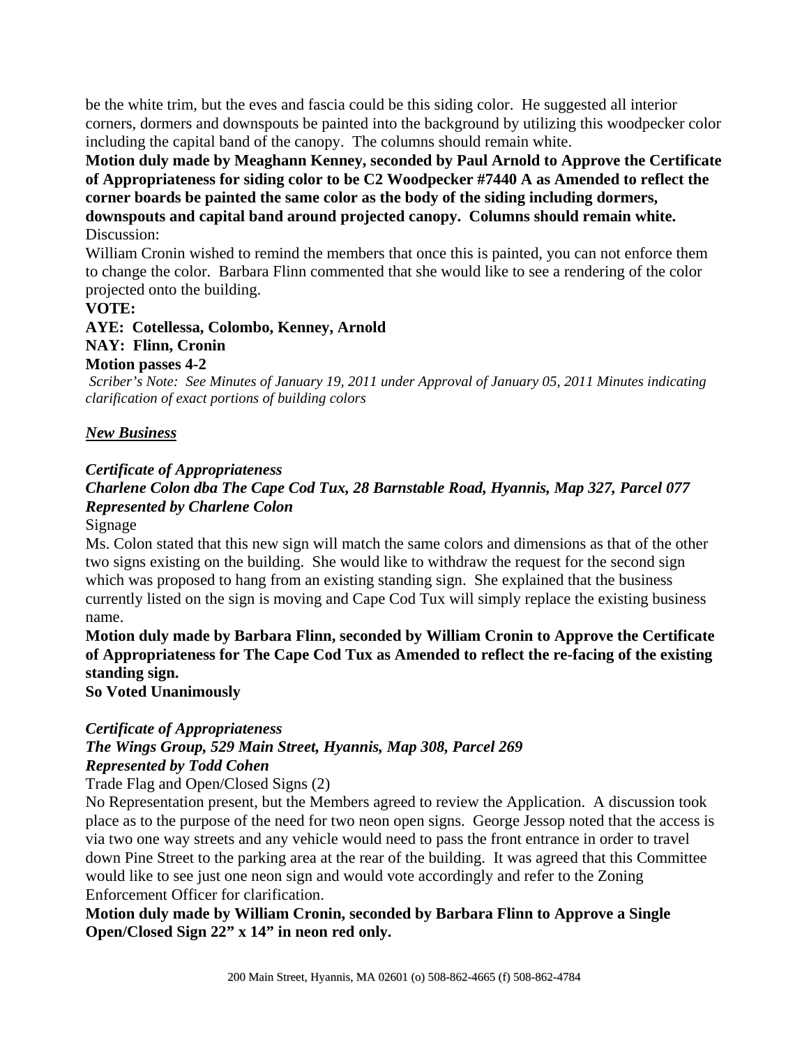be the white trim, but the eves and fascia could be this siding color. He suggested all interior corners, dormers and downspouts be painted into the background by utilizing this woodpecker color including the capital band of the canopy. The columns should remain white.

**Motion duly made by Meaghann Kenney, seconded by Paul Arnold to Approve the Certificate of Appropriateness for siding color to be C2 Woodpecker #7440 A as Amended to reflect the corner boards be painted the same color as the body of the siding including dormers, downspouts and capital band around projected canopy. Columns should remain white.**

Discussion:

William Cronin wished to remind the members that once this is painted, you can not enforce them to change the color. Barbara Flinn commented that she would like to see a rendering of the color projected onto the building.

**VOTE:**

**AYE: Cotellessa, Colombo, Kenney, Arnold**

**NAY: Flinn, Cronin**

**Motion passes 4-2**

*Scriber's Note: See Minutes of January 19, 2011 under Approval of January 05, 2011 Minutes indicating clarification of exact portions of building colors*

***New Business***

***Certificate of Appropriateness***

***Charlene Colon dba The Cape Cod Tux, 28 Barnstable Road, Hyannis, Map 327, Parcel 077***

***Represented by Charlene Colon***

Signage

Ms. Colon stated that this new sign will match the same colors and dimensions as that of the other two signs existing on the building. She would like to withdraw the request for the second sign which was proposed to hang from an existing standing sign. She explained that the business currently listed on the sign is moving and Cape Cod Tux will simply replace the existing business name.

**Motion duly made by Barbara Flinn, seconded by William Cronin to Approve the Certificate of Appropriateness for The Cape Cod Tux as Amended to reflect the re-facing of the existing standing sign.**

**So Voted Unanimously**

***Certificate of Appropriateness***

***The Wings Group, 529 Main Street, Hyannis, Map 308, Parcel 269***

***Represented by Todd Cohen***

Trade Flag and Open/Closed Signs (2)

No Representation present, but the Members agreed to review the Application. A discussion took place as to the purpose of the need for two neon open signs. George Jessop noted that the access is via two one way streets and any vehicle would need to pass the front entrance in order to travel down Pine Street to the parking area at the rear of the building. It was agreed that this Committee would like to see just one neon sign and would vote accordingly and refer to the Zoning Enforcement Officer for clarification.

**Motion duly made by William Cronin, seconded by Barbara Flinn to Approve a Single Open/Closed Sign 22" x 14" in neon red only.**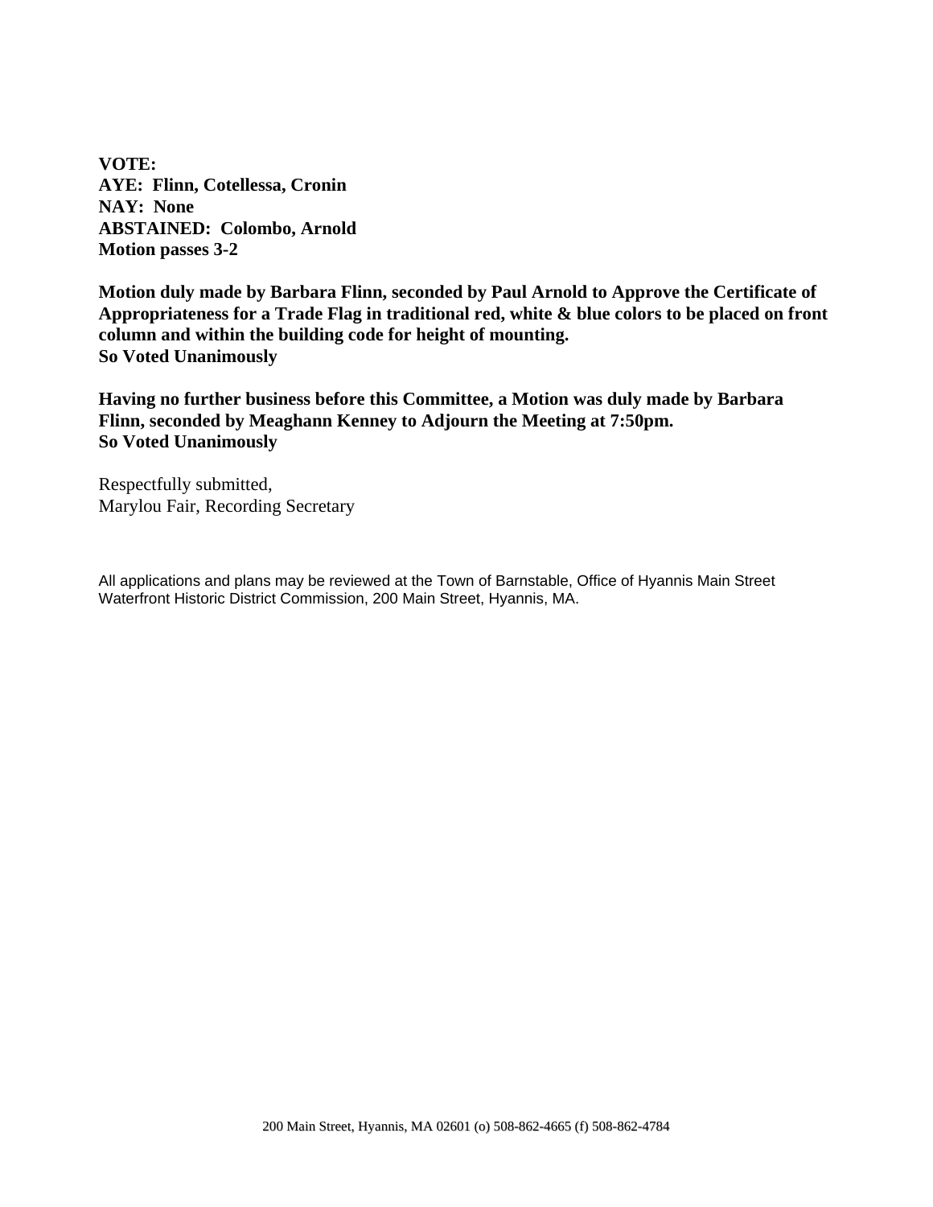**VOTE:**
**AYE: Flinn, Cotellessa, Cronin**
**NAY: None**
**ABSTAINED: Colombo, Arnold**
**Motion passes 3-2**

**Motion duly made by Barbara Flinn, seconded by Paul Arnold to Approve the Certificate of Appropriateness for a Trade Flag in traditional red, white & blue colors to be placed on front column and within the building code for height of mounting.**
**So Voted Unanimously**

**Having no further business before this Committee, a Motion was duly made by Barbara Flinn, seconded by Meaghann Kenney to Adjourn the Meeting at 7:50pm.**
**So Voted Unanimously**

Respectfully submitted,
Marylou Fair, Recording Secretary

All applications and plans may be reviewed at the Town of Barnstable, Office of Hyannis Main Street Waterfront Historic District Commission, 200 Main Street, Hyannis, MA.

200 Main Street, Hyannis, MA 02601 (o) 508-862-4665 (f) 508-862-4784